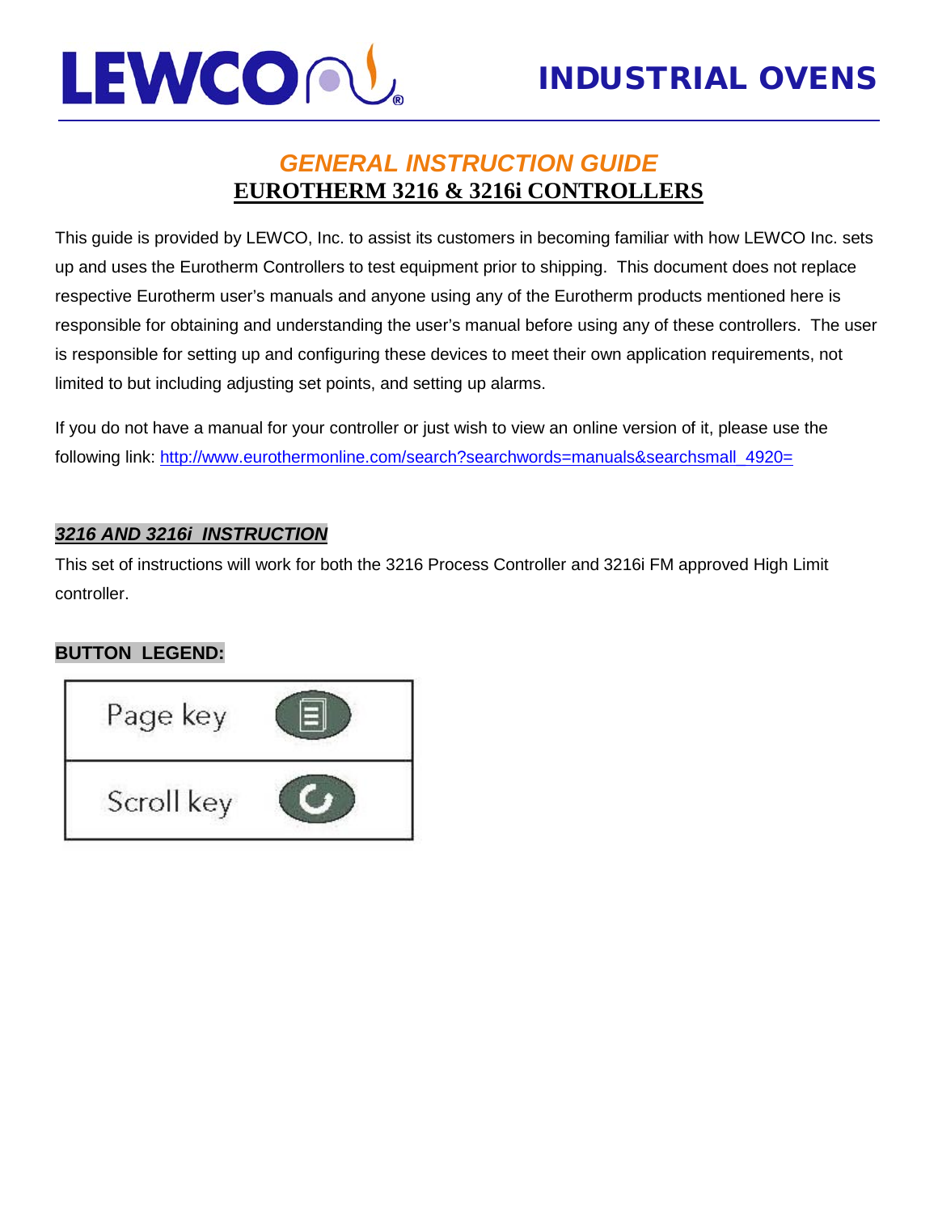LEWCO

INDUSTRIAL OVENS

# *GENERAL INSTRUCTION GUIDE*

## EUROTHERM 3216 & 3216i CONTROLLERS

This guide is provided by LEWCO, Inc. to assist its customers in becoming familiar with how LEWCO Inc. sets up and uses the Eurotherm Controllers to test equipment prior to shipping. This document does not replace respective Eurotherm user's manuals and anyone using any of the Eurotherm products mentioned here is responsible for obtaining and understanding the user's manual before using any of these controllers. The user is responsible for setting up and configuring these devices to meet their own application requirements, not limited to but including adjusting set points, and setting up alarms.

If you do not have a manual for your controller or just wish to view an online version of it, please use the following link: [http://www.eurothermonline.com/search?searchwords=manuals&searchsmall_4920=](http://www.eurothermonline.com/search?searchwords=manuals&searchsmall_4920=)

### *3216 AND 3216i INSTRUCTION*

This set of instructions will work for both the 3216 Process Controller and 3216i FM approved High Limit controller.

**BUTTON LEGEND:**

| | |
|---|---|
| Page key | |
| Scroll key | |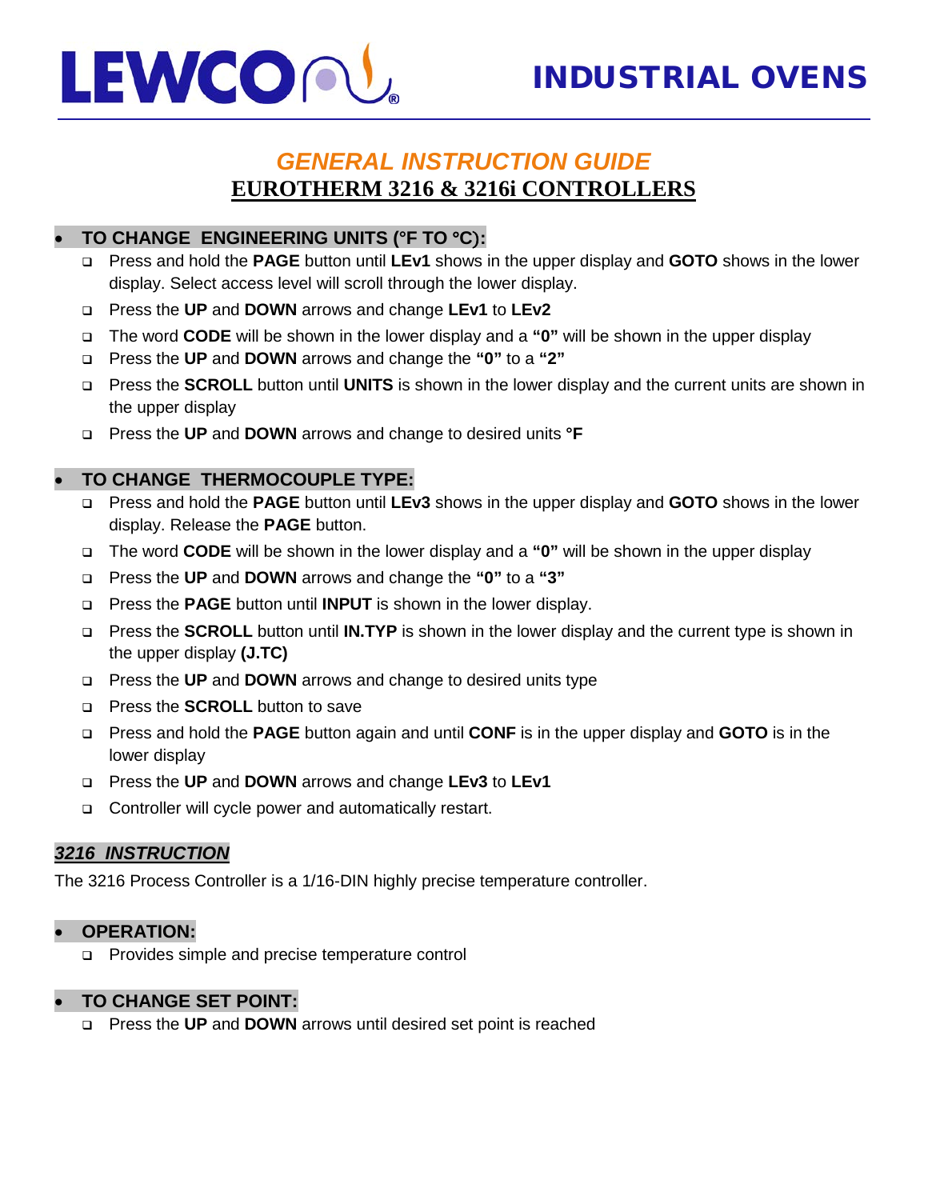# GENERAL INSTRUCTION GUIDE

## EUROTHERM 3216 & 3216i CONTROLLERS

- **TO CHANGE ENGINEERING UNITS (°F TO °C):**
  - Press and hold the **PAGE** button until **LEv1** shows in the upper display and **GOTO** shows in the lower display. Select access level will scroll through the lower display.
  - Press the **UP** and **DOWN** arrows and change **LEv1** to **LEv2**
  - The word **CODE** will be shown in the lower display and a **"0"** will be shown in the upper display
  - Press the **UP** and **DOWN** arrows and change the **"0"** to a **"2"**
  - Press the **SCROLL** button until **UNITS** is shown in the lower display and the current units are shown in the upper display
  - Press the **UP** and **DOWN** arrows and change to desired units **°F**

- **TO CHANGE THERMOCOUPLE TYPE:**
  - Press and hold the **PAGE** button until **LEv3** shows in the upper display and **GOTO** shows in the lower display. Release the **PAGE** button.
  - The word **CODE** will be shown in the lower display and a **"0"** will be shown in the upper display
  - Press the **UP** and **DOWN** arrows and change the **"0"** to a **"3"**
  - Press the **PAGE** button until **INPUT** is shown in the lower display.
  - Press the **SCROLL** button until **IN.TYP** is shown in the lower display and the current type is shown in the upper display **(J.TC)**
  - Press the **UP** and **DOWN** arrows and change to desired units type
  - Press the **SCROLL** button to save
  - Press and hold the **PAGE** button again and until **CONF** is in the upper display and **GOTO** is in the lower display
  - Press the **UP** and **DOWN** arrows and change **LEv3** to **LEv1**
  - Controller will cycle power and automatically restart.

***3216 INSTRUCTION***

The 3216 Process Controller is a 1/16-DIN highly precise temperature controller.

- **OPERATION:**
  - Provides simple and precise temperature control

- **TO CHANGE SET POINT:**
  - Press the **UP** and **DOWN** arrows until desired set point is reached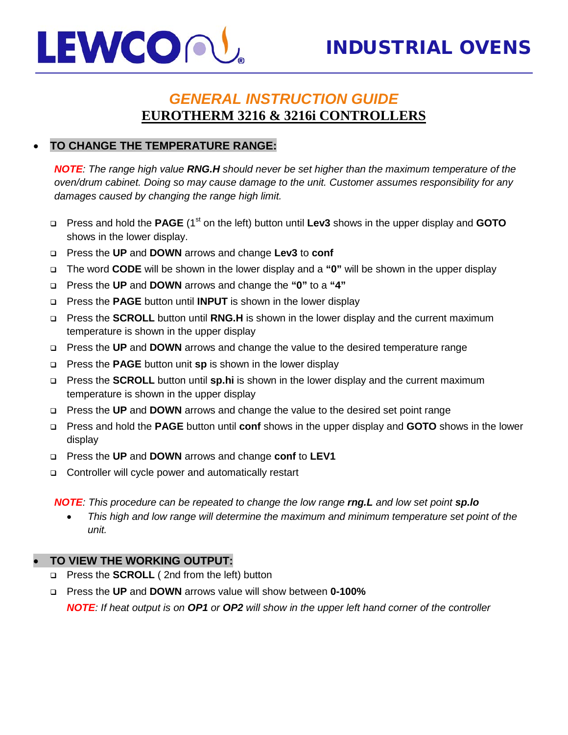LEWCO INDUSTRIAL OVENS

# *GENERAL INSTRUCTION GUIDE*

## EUROTHERM 3216 & 3216i CONTROLLERS

- **TO CHANGE THE TEMPERATURE RANGE:**

*__NOTE__: The range high value __RNG.H__ should never be set higher than the maximum temperature of the oven/drum cabinet. Doing so may cause damage to the unit. Customer assumes responsibility for any damages caused by changing the range high limit.*

- Press and hold the **PAGE** (1st on the left) button until **Lev3** shows in the upper display and **GOTO** shows in the lower display.
- Press the **UP** and **DOWN** arrows and change **Lev3** to **conf**
- The word **CODE** will be shown in the lower display and a **"0"** will be shown in the upper display
- Press the **UP** and **DOWN** arrows and change the **"0"** to a **"4"**
- Press the **PAGE** button until **INPUT** is shown in the lower display
- Press the **SCROLL** button until **RNG.H** is shown in the lower display and the current maximum temperature is shown in the upper display
- Press the **UP** and **DOWN** arrows and change the value to the desired temperature range
- Press the **PAGE** button unit **sp** is shown in the lower display
- Press the **SCROLL** button until **sp.hi** is shown in the lower display and the current maximum temperature is shown in the upper display
- Press the **UP** and **DOWN** arrows and change the value to the desired set point range
- Press and hold the **PAGE** button until **conf** shows in the upper display and **GOTO** shows in the lower display
- Press the **UP** and **DOWN** arrows and change **conf** to **LEV1**
- Controller will cycle power and automatically restart

*__NOTE__: This procedure can be repeated to change the low range __rng.L__ and low set point __sp.lo__*

- *This high and low range will determine the maximum and minimum temperature set point of the unit.*

- **TO VIEW THE WORKING OUTPUT:**

- Press the **SCROLL** ( 2nd from the left) button
- Press the **UP** and **DOWN** arrows value will show between **0-100%**

*__NOTE__: If heat output is on __OP1__ or __OP2__ will show in the upper left hand corner of the controller*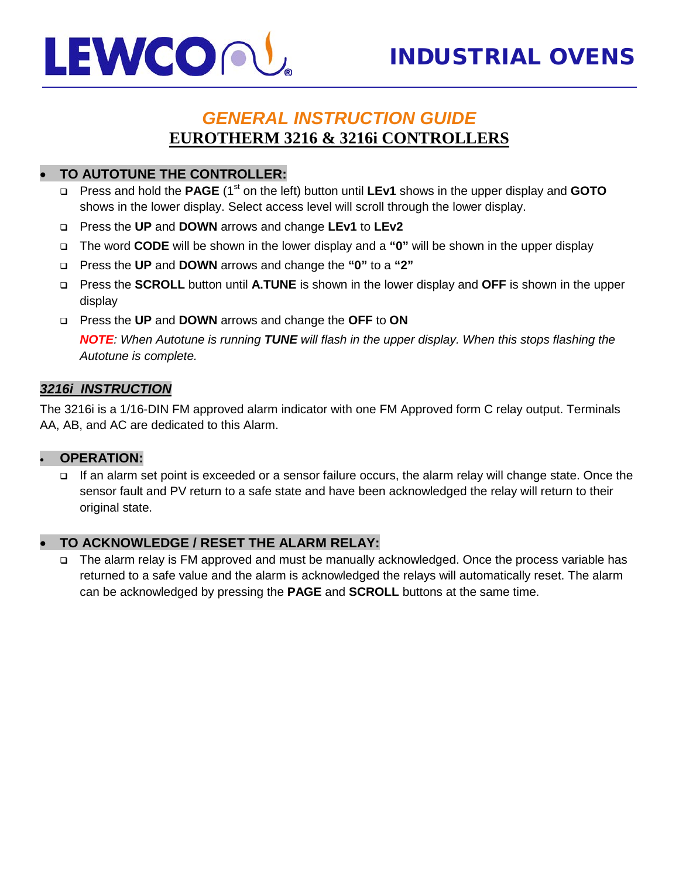# GENERAL INSTRUCTION GUIDE

## EUROTHERM 3216 & 3216i CONTROLLERS

- **TO AUTOTUNE THE CONTROLLER:**
  - Press and hold the **PAGE** (1st on the left) button until **LEv1** shows in the upper display and **GOTO** shows in the lower display. Select access level will scroll through the lower display.
  - Press the **UP** and **DOWN** arrows and change **LEv1** to **LEv2**
  - The word **CODE** will be shown in the lower display and a **"0"** will be shown in the upper display
  - Press the **UP** and **DOWN** arrows and change the **"0"** to a **"2"**
  - Press the **SCROLL** button until **A.TUNE** is shown in the lower display and **OFF** is shown in the upper display
  - Press the **UP** and **DOWN** arrows and change the **OFF** to **ON**

    ***NOTE**: When Autotune is running **TUNE** will flash in the upper display. When this stops flashing the Autotune is complete.*

### *3216i INSTRUCTION*

The 3216i is a 1/16-DIN FM approved alarm indicator with one FM Approved form C relay output. Terminals AA, AB, and AC are dedicated to this Alarm.

- **OPERATION:**
  - If an alarm set point is exceeded or a sensor failure occurs, the alarm relay will change state. Once the sensor fault and PV return to a safe state and have been acknowledged the relay will return to their original state.

- **TO ACKNOWLEDGE / RESET THE ALARM RELAY:**
  - The alarm relay is FM approved and must be manually acknowledged. Once the process variable has returned to a safe value and the alarm is acknowledged the relays will automatically reset. The alarm can be acknowledged by pressing the **PAGE** and **SCROLL** buttons at the same time.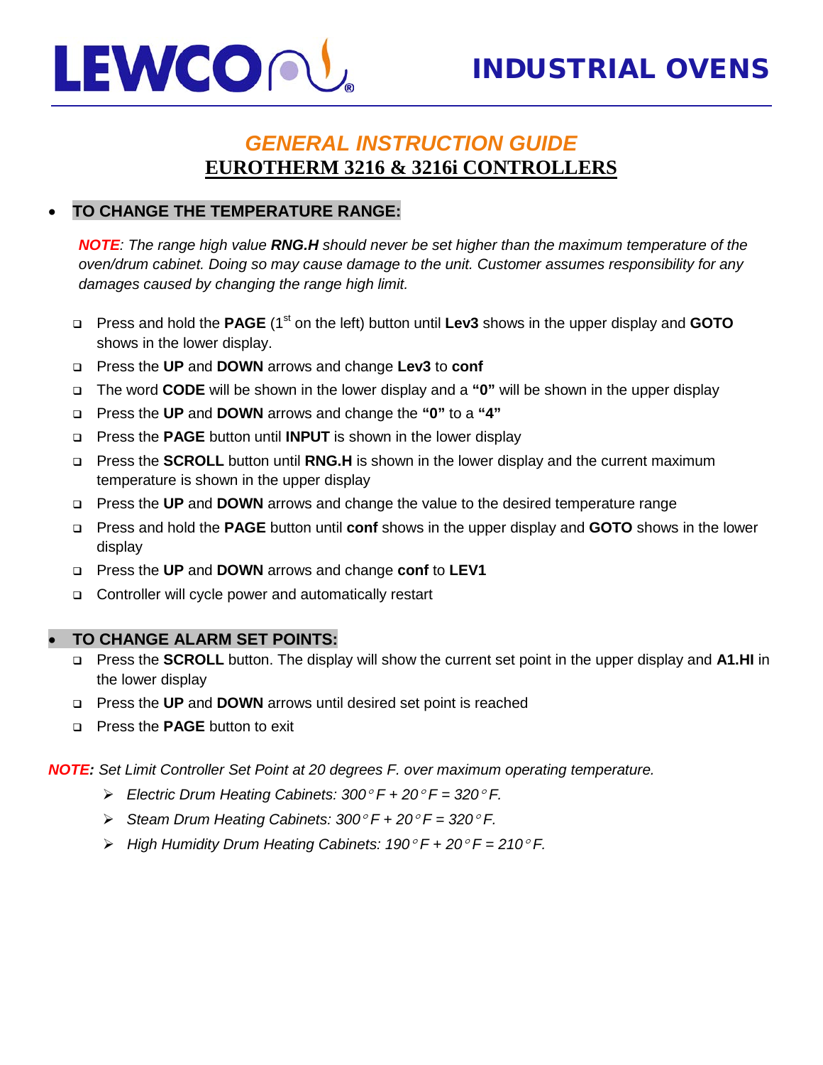# GENERAL INSTRUCTION GUIDE

## EUROTHERM 3216 & 3216i CONTROLLERS

- **TO CHANGE THE TEMPERATURE RANGE:**

  ***NOTE**: The range high value **RNG.H** should never be set higher than the maximum temperature of the oven/drum cabinet. Doing so may cause damage to the unit. Customer assumes responsibility for any damages caused by changing the range high limit.*

  - Press and hold the **PAGE** (1st on the left) button until **Lev3** shows in the upper display and **GOTO** shows in the lower display.
  - Press the **UP** and **DOWN** arrows and change **Lev3** to **conf**
  - The word **CODE** will be shown in the lower display and a **"0"** will be shown in the upper display
  - Press the **UP** and **DOWN** arrows and change the **"0"** to a **"4"**
  - Press the **PAGE** button until **INPUT** is shown in the lower display
  - Press the **SCROLL** button until **RNG.H** is shown in the lower display and the current maximum temperature is shown in the upper display
  - Press the **UP** and **DOWN** arrows and change the value to the desired temperature range
  - Press and hold the **PAGE** button until **conf** shows in the upper display and **GOTO** shows in the lower display
  - Press the **UP** and **DOWN** arrows and change **conf** to **LEV1**
  - Controller will cycle power and automatically restart

- **TO CHANGE ALARM SET POINTS:**
  - Press the **SCROLL** button. The display will show the current set point in the upper display and **A1.HI** in the lower display
  - Press the **UP** and **DOWN** arrows until desired set point is reached
  - Press the **PAGE** button to exit

***NOTE:** Set Limit Controller Set Point at 20 degrees F. over maximum operating temperature.*

- *Electric Drum Heating Cabinets: 300°F + 20°F = 320°F.*
- *Steam Drum Heating Cabinets: 300°F + 20°F = 320°F.*
- *High Humidity Drum Heating Cabinets: 190°F + 20°F = 210°F.*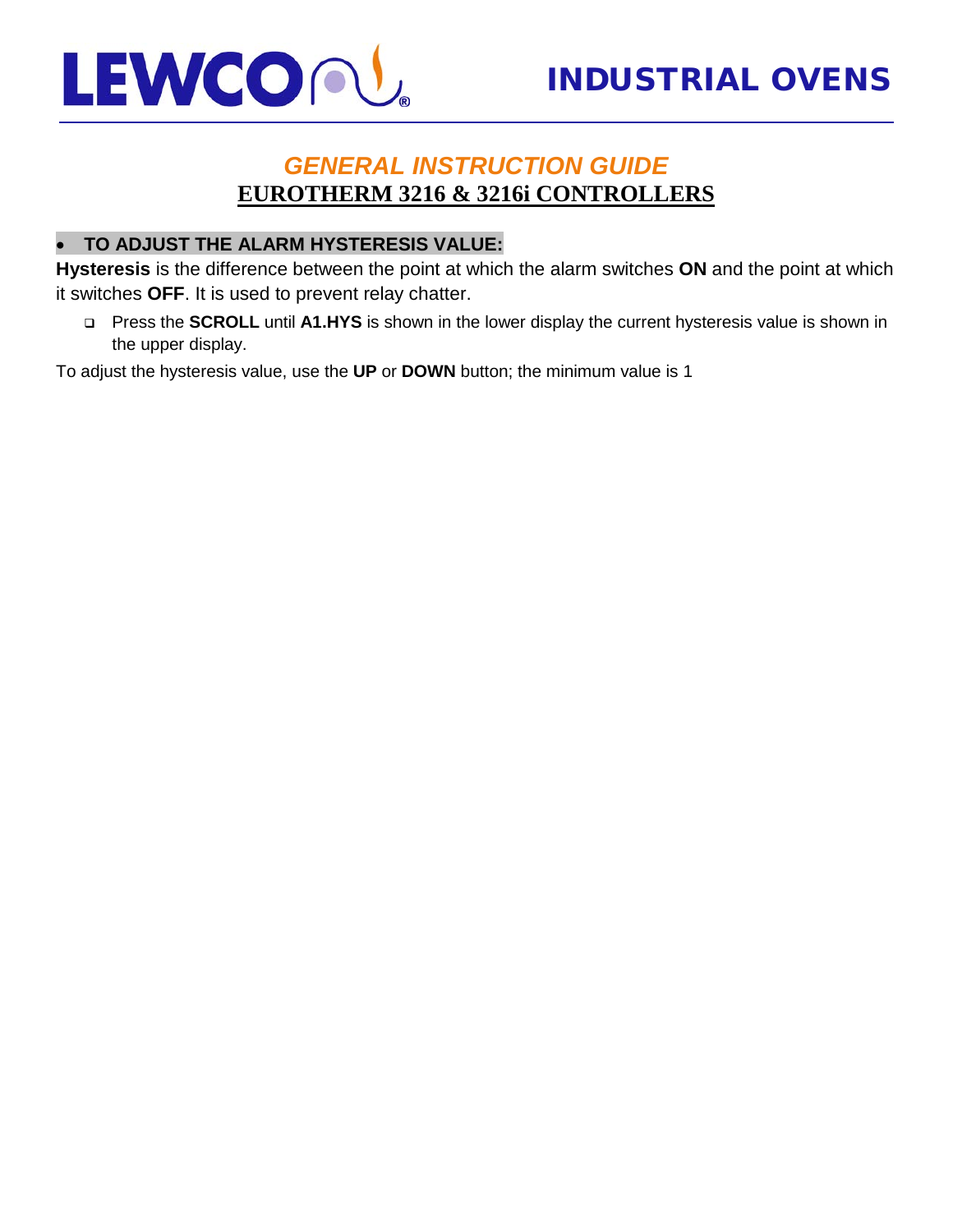## *GENERAL INSTRUCTION GUIDE*

## EUROTHERM 3216 & 3216i CONTROLLERS

- **TO ADJUST THE ALARM HYSTERESIS VALUE:**

**Hysteresis** is the difference between the point at which the alarm switches **ON** and the point at which it switches **OFF**. It is used to prevent relay chatter.

- Press the **SCROLL** until **A1.HYS** is shown in the lower display the current hysteresis value is shown in the upper display.

To adjust the hysteresis value, use the **UP** or **DOWN** button; the minimum value is 1